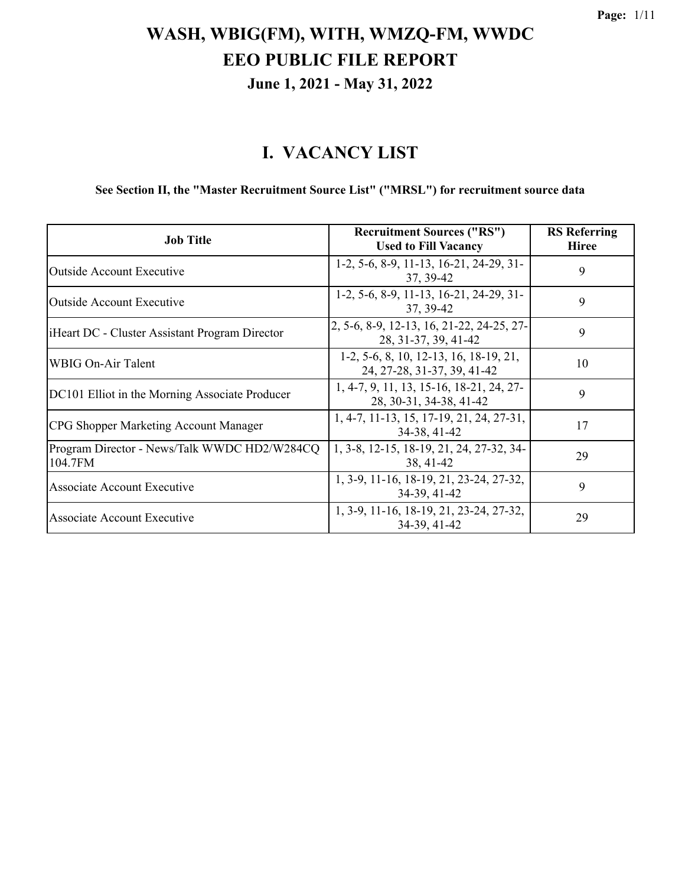# WASH, WBIG(FM), WITH, WMZQ-FM, WWDC
# EEO PUBLIC FILE REPORT
### June 1, 2021 - May 31, 2022

## I. VACANCY LIST

**See Section II, the "Master Recruitment Source List" ("MRSL") for recruitment source data**

| Job Title | Recruitment Sources ("RS") Used to Fill Vacancy | RS Referring Hiree |
|---|---|---|
| Outside Account Executive | 1-2, 5-6, 8-9, 11-13, 16-21, 24-29, 31-37, 39-42 | 9 |
| Outside Account Executive | 1-2, 5-6, 8-9, 11-13, 16-21, 24-29, 31-37, 39-42 | 9 |
| iHeart DC - Cluster Assistant Program Director | 2, 5-6, 8-9, 12-13, 16, 21-22, 24-25, 27-28, 31-37, 39, 41-42 | 9 |
| WBIG On-Air Talent | 1-2, 5-6, 8, 10, 12-13, 16, 18-19, 21, 24, 27-28, 31-37, 39, 41-42 | 10 |
| DC101 Elliot in the Morning Associate Producer | 1, 4-7, 9, 11, 13, 15-16, 18-21, 24, 27-28, 30-31, 34-38, 41-42 | 9 |
| CPG Shopper Marketing Account Manager | 1, 4-7, 11-13, 15, 17-19, 21, 24, 27-31, 34-38, 41-42 | 17 |
| Program Director - News/Talk WWDC HD2/W284CQ 104.7FM | 1, 3-8, 12-15, 18-19, 21, 24, 27-32, 34-38, 41-42 | 29 |
| Associate Account Executive | 1, 3-9, 11-16, 18-19, 21, 23-24, 27-32, 34-39, 41-42 | 9 |
| Associate Account Executive | 1, 3-9, 11-16, 18-19, 21, 23-24, 27-32, 34-39, 41-42 | 29 |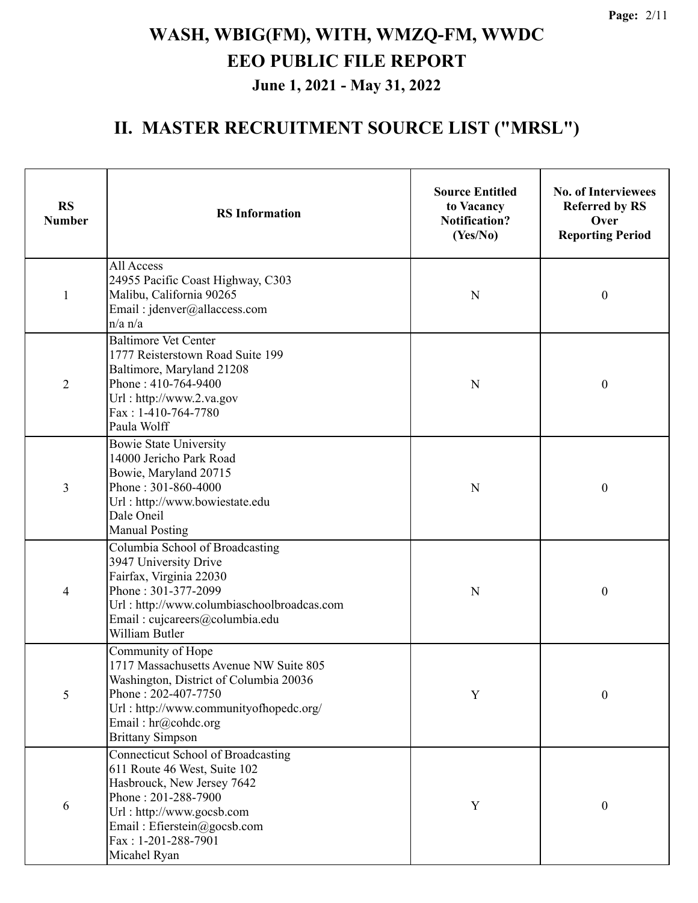# WASH, WBIG(FM), WITH, WMZQ-FM, WWDC
# EEO PUBLIC FILE REPORT
## June 1, 2021 - May 31, 2022

## II. MASTER RECRUITMENT SOURCE LIST ("MRSL")

| RS Number | RS Information | Source Entitled to Vacancy Notification? (Yes/No) | No. of Interviewees Referred by RS Over Reporting Period |
|---|---|---|---|
| 1 | All Access<br>24955 Pacific Coast Highway, C303<br>Malibu, California 90265<br>Email : jdenver@allaccess.com<br>n/a n/a | N | 0 |
| 2 | Baltimore Vet Center<br>1777 Reisterstown Road Suite 199<br>Baltimore, Maryland 21208<br>Phone : 410-764-9400<br>Url : http://www.2.va.gov<br>Fax : 1-410-764-7780<br>Paula Wolff | N | 0 |
| 3 | Bowie State University<br>14000 Jericho Park Road<br>Bowie, Maryland 20715<br>Phone : 301-860-4000<br>Url : http://www.bowiestate.edu<br>Dale Oneil<br>Manual Posting | N | 0 |
| 4 | Columbia School of Broadcasting<br>3947 University Drive<br>Fairfax, Virginia 22030<br>Phone : 301-377-2099<br>Url : http://www.columbiaschoolbroadcas.com<br>Email : cujcareers@columbia.edu<br>William Butler | N | 0 |
| 5 | Community of Hope<br>1717 Massachusetts Avenue NW Suite 805<br>Washington, District of Columbia 20036<br>Phone : 202-407-7750<br>Url : http://www.communityofhopedc.org/<br>Email : hr@cohdc.org<br>Brittany Simpson | Y | 0 |
| 6 | Connecticut School of Broadcasting<br>611 Route 46 West, Suite 102<br>Hasbrouck, New Jersey 7642<br>Phone : 201-288-7900<br>Url : http://www.gocsb.com<br>Email : Efierstein@gocsb.com<br>Fax : 1-201-288-7901<br>Micahel Ryan | Y | 0 |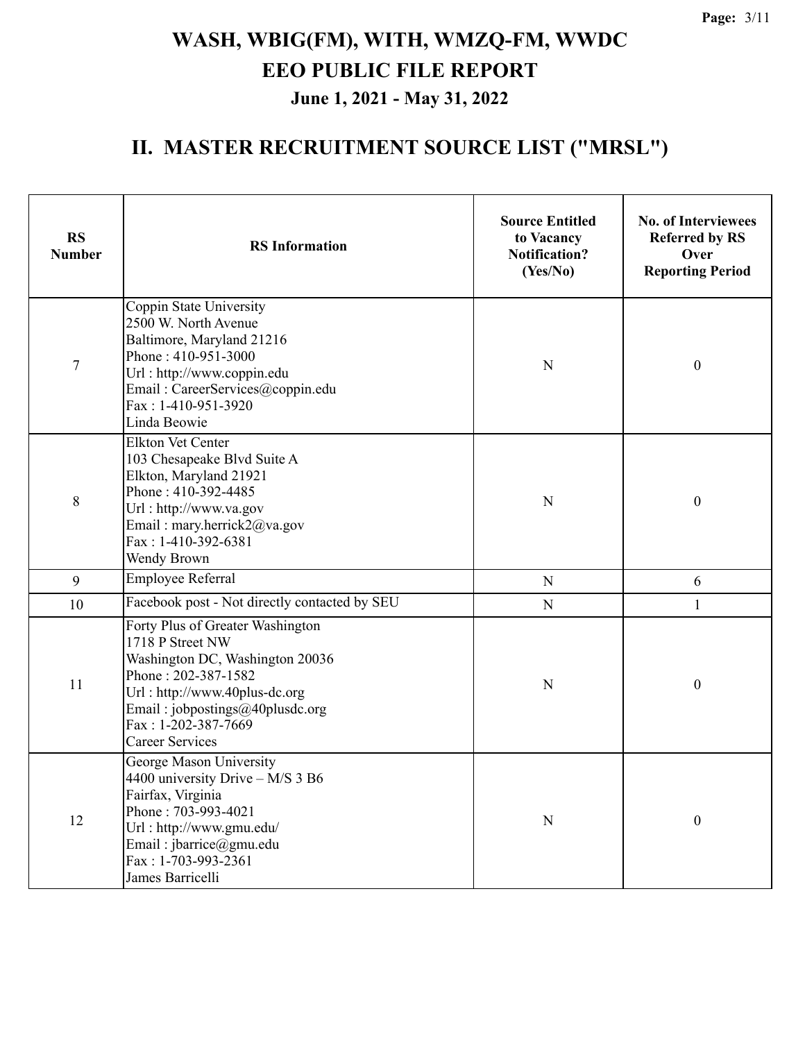# WASH, WBIG(FM), WITH, WMZQ-FM, WWDC
# EEO PUBLIC FILE REPORT
### June 1, 2021 - May 31, 2022

## II. MASTER RECRUITMENT SOURCE LIST ("MRSL")

| RS Number | RS Information | Source Entitled to Vacancy Notification? (Yes/No) | No. of Interviewees Referred by RS Over Reporting Period |
|---|---|---|---|
| 7 | Coppin State University<br>2500 W. North Avenue<br>Baltimore, Maryland 21216<br>Phone : 410-951-3000<br>Url : http://www.coppin.edu<br>Email : CareerServices@coppin.edu<br>Fax : 1-410-951-3920<br>Linda Beowie | N | 0 |
| 8 | Elkton Vet Center<br>103 Chesapeake Blvd Suite A<br>Elkton, Maryland 21921<br>Phone : 410-392-4485<br>Url : http://www.va.gov<br>Email : mary.herrick2@va.gov<br>Fax : 1-410-392-6381<br>Wendy Brown | N | 0 |
| 9 | Employee Referral | N | 6 |
| 10 | Facebook post - Not directly contacted by SEU | N | 1 |
| 11 | Forty Plus of Greater Washington<br>1718 P Street NW<br>Washington DC, Washington 20036<br>Phone : 202-387-1582<br>Url : http://www.40plus-dc.org<br>Email : jobpostings@40plusdc.org<br>Fax : 1-202-387-7669<br>Career Services | N | 0 |
| 12 | George Mason University<br>4400 university Drive – M/S 3 B6<br>Fairfax, Virginia<br>Phone : 703-993-4021<br>Url : http://www.gmu.edu/<br>Email : jbarrice@gmu.edu<br>Fax : 1-703-993-2361<br>James Barricelli | N | 0 |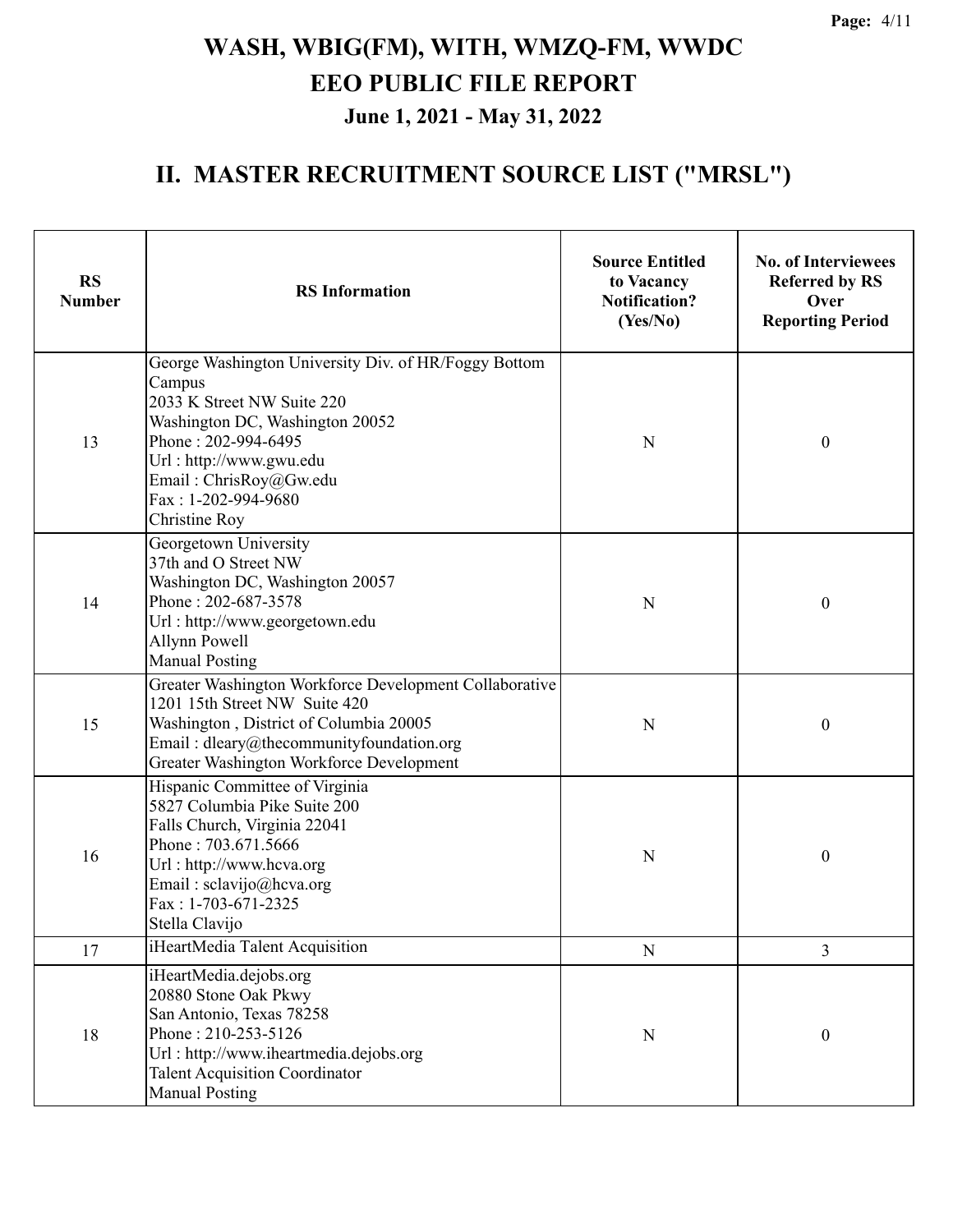# WASH, WBIG(FM), WITH, WMZQ-FM, WWDC
# EEO PUBLIC FILE REPORT
## June 1, 2021 - May 31, 2022

## II. MASTER RECRUITMENT SOURCE LIST ("MRSL")

| RS Number | RS Information | Source Entitled to Vacancy Notification? (Yes/No) | No. of Interviewees Referred by RS Over Reporting Period |
|---|---|---|---|
| 13 | George Washington University Div. of HR/Foggy Bottom Campus<br>2033 K Street NW Suite 220<br>Washington DC, Washington 20052<br>Phone : 202-994-6495<br>Url : http://www.gwu.edu<br>Email : ChrisRoy@Gw.edu<br>Fax : 1-202-994-9680<br>Christine Roy | N | 0 |
| 14 | Georgetown University<br>37th and O Street NW<br>Washington DC, Washington 20057<br>Phone : 202-687-3578<br>Url : http://www.georgetown.edu<br>Allynn Powell<br>Manual Posting | N | 0 |
| 15 | Greater Washington Workforce Development Collaborative<br>1201 15th Street NW Suite 420<br>Washington , District of Columbia 20005<br>Email : dleary@thecommunityfoundation.org<br>Greater Washington Workforce Development | N | 0 |
| 16 | Hispanic Committee of Virginia<br>5827 Columbia Pike Suite 200<br>Falls Church, Virginia 22041<br>Phone : 703.671.5666<br>Url : http://www.hcva.org<br>Email : sclavijo@hcva.org<br>Fax : 1-703-671-2325<br>Stella Clavijo | N | 0 |
| 17 | iHeartMedia Talent Acquisition | N | 3 |
| 18 | iHeartMedia.dejobs.org<br>20880 Stone Oak Pkwy<br>San Antonio, Texas 78258<br>Phone : 210-253-5126<br>Url : http://www.iheartmedia.dejobs.org<br>Talent Acquisition Coordinator<br>Manual Posting | N | 0 |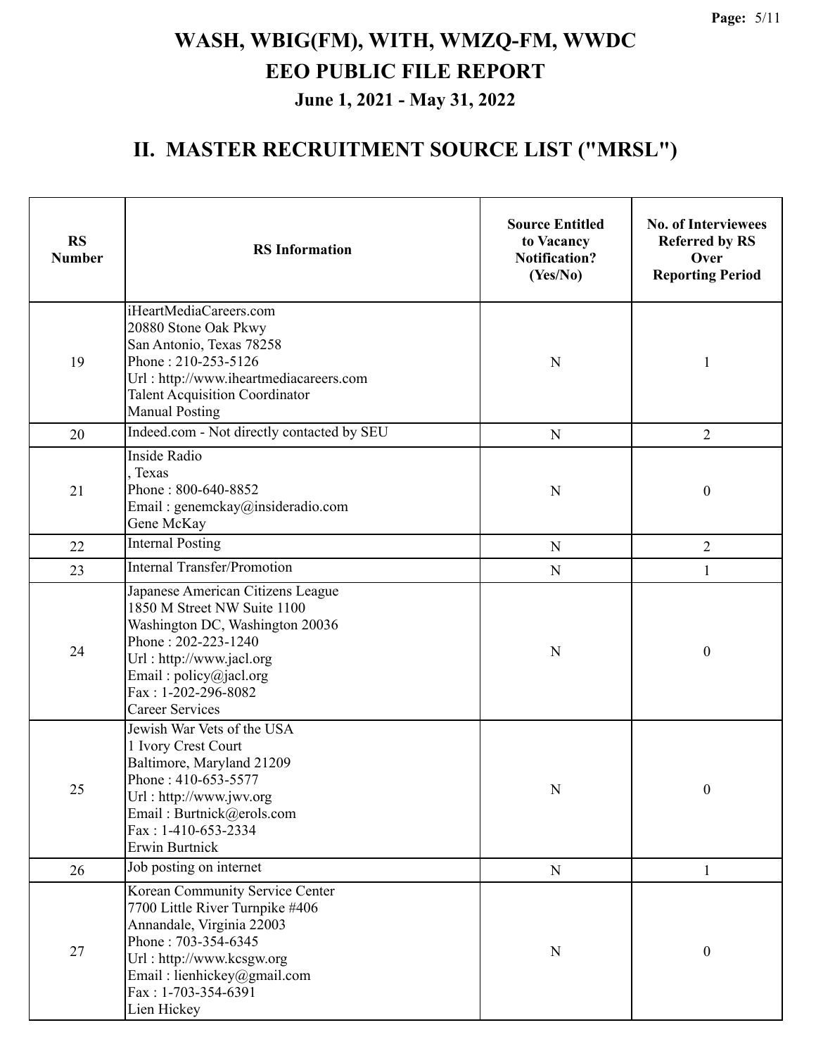# WASH, WBIG(FM), WITH, WMZQ-FM, WWDC
# EEO PUBLIC FILE REPORT
### June 1, 2021 - May 31, 2022

## II. MASTER RECRUITMENT SOURCE LIST ("MRSL")

| RS Number | RS Information | Source Entitled to Vacancy Notification? (Yes/No) | No. of Interviewees Referred by RS Over Reporting Period |
|---|---|---|---|
| 19 | iHeartMediaCareers.com<br>20880 Stone Oak Pkwy<br>San Antonio, Texas 78258<br>Phone : 210-253-5126<br>Url : http://www.iheartmediacareers.com<br>Talent Acquisition Coordinator<br>Manual Posting | N | 1 |
| 20 | Indeed.com - Not directly contacted by SEU | N | 2 |
| 21 | Inside Radio<br>, Texas<br>Phone : 800-640-8852<br>Email : genemckay@insideradio.com<br>Gene McKay | N | 0 |
| 22 | Internal Posting | N | 2 |
| 23 | Internal Transfer/Promotion | N | 1 |
| 24 | Japanese American Citizens League<br>1850 M Street NW Suite 1100<br>Washington DC, Washington 20036<br>Phone : 202-223-1240<br>Url : http://www.jacl.org<br>Email : policy@jacl.org<br>Fax : 1-202-296-8082<br>Career Services | N | 0 |
| 25 | Jewish War Vets of the USA<br>1 Ivory Crest Court<br>Baltimore, Maryland 21209<br>Phone : 410-653-5577<br>Url : http://www.jwv.org<br>Email : Burtnick@erols.com<br>Fax : 1-410-653-2334<br>Erwin Burtnick | N | 0 |
| 26 | Job posting on internet | N | 1 |
| 27 | Korean Community Service Center<br>7700 Little River Turnpike #406<br>Annandale, Virginia 22003<br>Phone : 703-354-6345<br>Url : http://www.kcsgw.org<br>Email : lienhickey@gmail.com<br>Fax : 1-703-354-6391<br>Lien Hickey | N | 0 |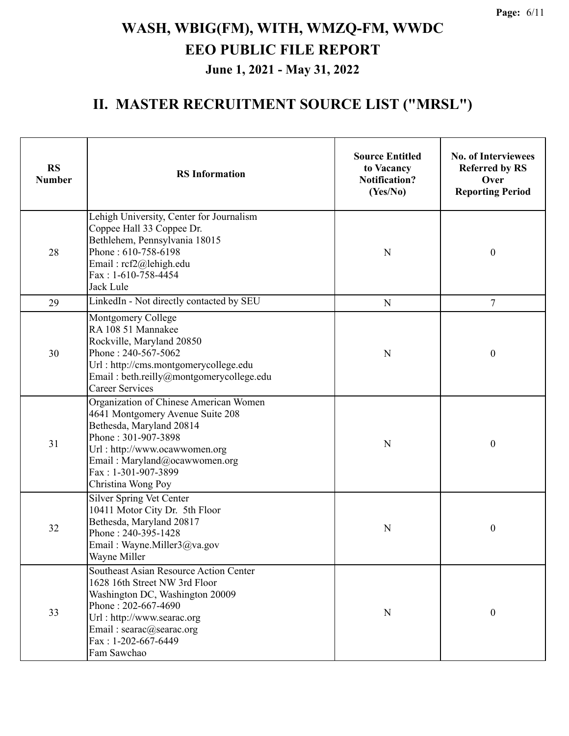# WASH, WBIG(FM), WITH, WMZQ-FM, WWDC
# EEO PUBLIC FILE REPORT
### June 1, 2021 - May 31, 2022

## II. MASTER RECRUITMENT SOURCE LIST ("MRSL")

| RS Number | RS Information | Source Entitled to Vacancy Notification? (Yes/No) | No. of Interviewees Referred by RS Over Reporting Period |
|---|---|---|---|
| 28 | Lehigh University, Center for Journalism<br>Coppee Hall 33 Coppee Dr.<br>Bethlehem, Pennsylvania 18015<br>Phone : 610-758-6198<br>Email : rcf2@lehigh.edu<br>Fax : 1-610-758-4454<br>Jack Lule | N | 0 |
| 29 | LinkedIn - Not directly contacted by SEU | N | 7 |
| 30 | Montgomery College<br>RA 108 51 Mannakee<br>Rockville, Maryland 20850<br>Phone : 240-567-5062<br>Url : http://cms.montgomerycollege.edu<br>Email : beth.reilly@montgomerycollege.edu<br>Career Services | N | 0 |
| 31 | Organization of Chinese American Women<br>4641 Montgomery Avenue Suite 208<br>Bethesda, Maryland 20814<br>Phone : 301-907-3898<br>Url : http://www.ocawwomen.org<br>Email : Maryland@ocawwomen.org<br>Fax : 1-301-907-3899<br>Christina Wong Poy | N | 0 |
| 32 | Silver Spring Vet Center<br>10411 Motor City Dr. 5th Floor<br>Bethesda, Maryland 20817<br>Phone : 240-395-1428<br>Email : Wayne.Miller3@va.gov<br>Wayne Miller | N | 0 |
| 33 | Southeast Asian Resource Action Center<br>1628 16th Street NW 3rd Floor<br>Washington DC, Washington 20009<br>Phone : 202-667-4690<br>Url : http://www.searac.org<br>Email : searac@searac.org<br>Fax : 1-202-667-6449<br>Fam Sawchao | N | 0 |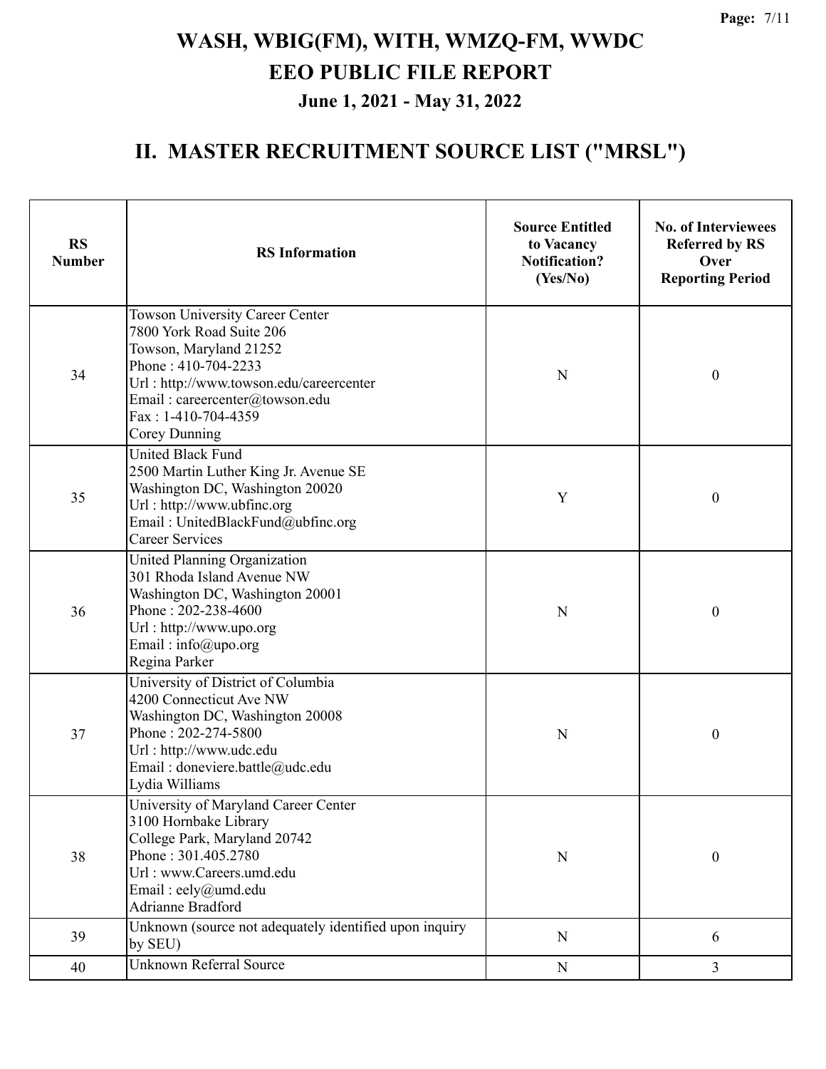# WASH, WBIG(FM), WITH, WMZQ-FM, WWDC
# EEO PUBLIC FILE REPORT
### June 1, 2021 - May 31, 2022

## II. MASTER RECRUITMENT SOURCE LIST ("MRSL")

| RS Number | RS Information | Source Entitled to Vacancy Notification? (Yes/No) | No. of Interviewees Referred by RS Over Reporting Period |
|---|---|---|---|
| 34 | Towson University Career Center<br>7800 York Road Suite 206<br>Towson, Maryland 21252<br>Phone : 410-704-2233<br>Url : http://www.towson.edu/careercenter<br>Email : careercenter@towson.edu<br>Fax : 1-410-704-4359<br>Corey Dunning | N | 0 |
| 35 | United Black Fund<br>2500 Martin Luther King Jr. Avenue SE<br>Washington DC, Washington 20020<br>Url : http://www.ubfinc.org<br>Email : UnitedBlackFund@ubfinc.org<br>Career Services | Y | 0 |
| 36 | United Planning Organization<br>301 Rhoda Island Avenue NW<br>Washington DC, Washington 20001<br>Phone : 202-238-4600<br>Url : http://www.upo.org<br>Email : info@upo.org<br>Regina Parker | N | 0 |
| 37 | University of District of Columbia<br>4200 Connecticut Ave NW<br>Washington DC, Washington 20008<br>Phone : 202-274-5800<br>Url : http://www.udc.edu<br>Email : doneviere.battle@udc.edu<br>Lydia Williams | N | 0 |
| 38 | University of Maryland Career Center<br>3100 Hornbake Library<br>College Park, Maryland 20742<br>Phone : 301.405.2780<br>Url : www.Careers.umd.edu<br>Email : eely@umd.edu<br>Adrianne Bradford | N | 0 |
| 39 | Unknown (source not adequately identified upon inquiry by SEU) | N | 6 |
| 40 | Unknown Referral Source | N | 3 |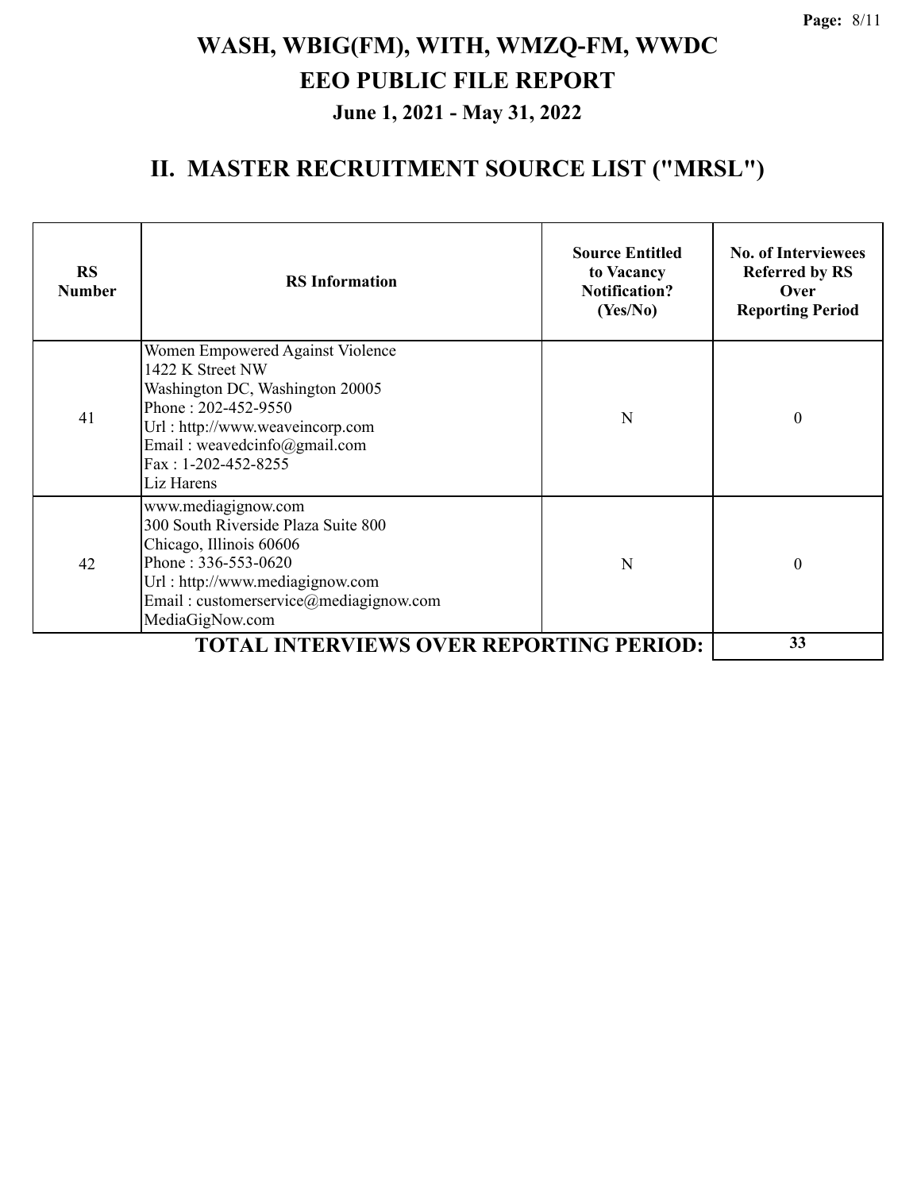# WASH, WBIG(FM), WITH, WMZQ-FM, WWDC
# EEO PUBLIC FILE REPORT
## June 1, 2021 - May 31, 2022

## II. MASTER RECRUITMENT SOURCE LIST ("MRSL")

| RS Number | RS Information | Source Entitled to Vacancy Notification? (Yes/No) | No. of Interviewees Referred by RS Over Reporting Period |
|---|---|---|---|
| 41 | Women Empowered Against Violence<br>1422 K Street NW<br>Washington DC, Washington 20005<br>Phone : 202-452-9550<br>Url : http://www.weaveincorp.com<br>Email : weavedcinfo@gmail.com<br>Fax : 1-202-452-8255<br>Liz Harens | N | 0 |
| 42 | www.mediagignow.com<br>300 South Riverside Plaza Suite 800<br>Chicago, Illinois 60606<br>Phone : 336-553-0620<br>Url : http://www.mediagignow.com<br>Email : customerservice@mediagignow.com<br>MediaGigNow.com | N | 0 |
| | **TOTAL INTERVIEWS OVER REPORTING PERIOD:** | | **33** |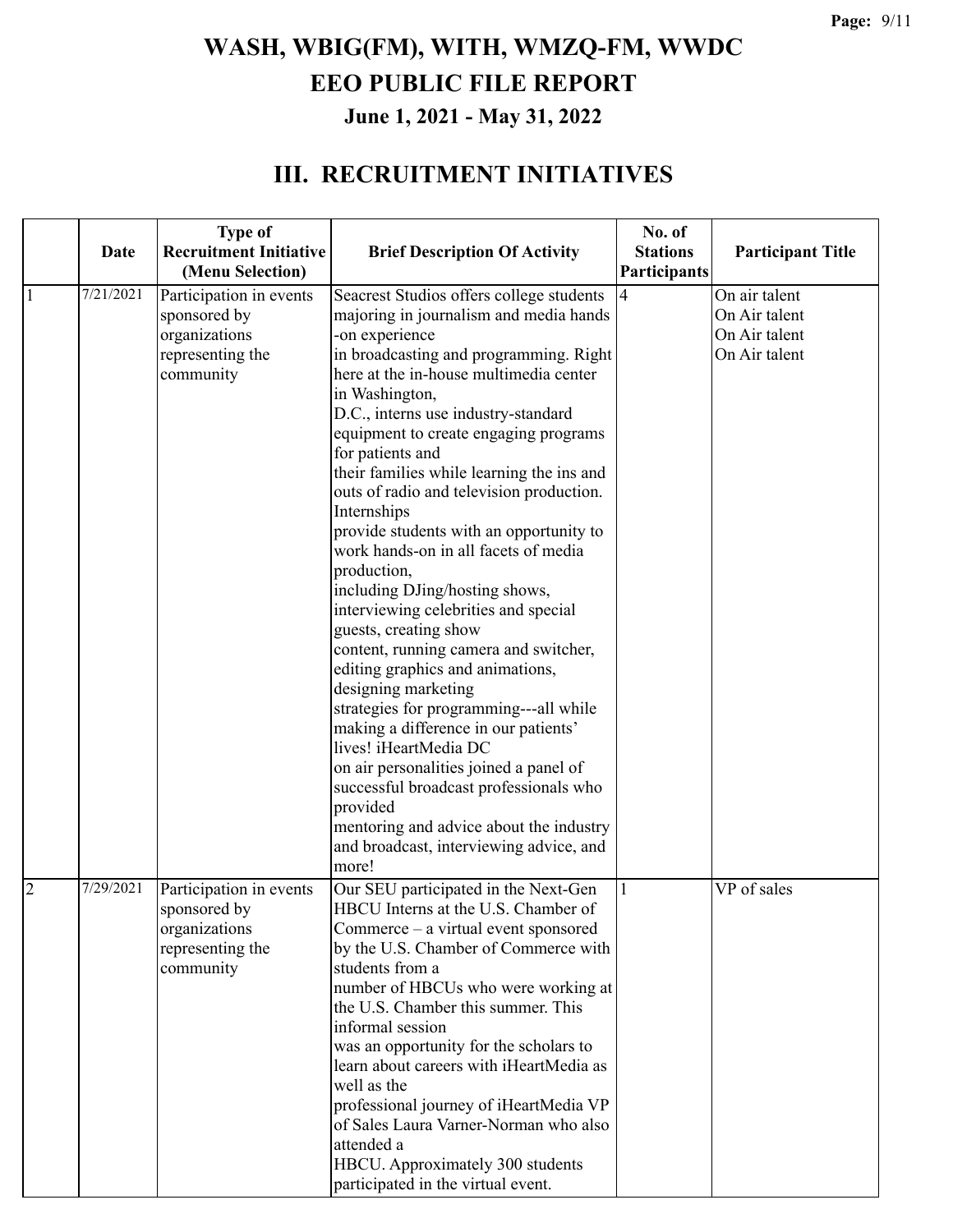# WASH, WBIG(FM), WITH, WMZQ-FM, WWDC
# EEO PUBLIC FILE REPORT
### June 1, 2021 - May 31, 2022

## III. RECRUITMENT INITIATIVES

| | Date | Type of Recruitment Initiative (Menu Selection) | Brief Description Of Activity | No. of Stations Participants | Participant Title |
|---|---|---|---|---|---|
| 1 | 7/21/2021 | Participation in events sponsored by organizations representing the community | Seacrest Studios offers college students majoring in journalism and media hands -on experience in broadcasting and programming. Right here at the in-house multimedia center in Washington, D.C., interns use industry-standard equipment to create engaging programs for patients and their families while learning the ins and outs of radio and television production. Internships provide students with an opportunity to work hands-on in all facets of media production, including DJing/hosting shows, interviewing celebrities and special guests, creating show content, running camera and switcher, editing graphics and animations, designing marketing strategies for programming---all while making a difference in our patients' lives! iHeartMedia DC on air personalities joined a panel of successful broadcast professionals who provided mentoring and advice about the industry and broadcast, interviewing advice, and more! | 4 | On air talent<br>On Air talent<br>On Air talent<br>On Air talent |
| 2 | 7/29/2021 | Participation in events sponsored by organizations representing the community | Our SEU participated in the Next-Gen HBCU Interns at the U.S. Chamber of Commerce – a virtual event sponsored by the U.S. Chamber of Commerce with students from a number of HBCUs who were working at the U.S. Chamber this summer. This informal session was an opportunity for the scholars to learn about careers with iHeartMedia as well as the professional journey of iHeartMedia VP of Sales Laura Varner-Norman who also attended a HBCU. Approximately 300 students participated in the virtual event. | 1 | VP of sales |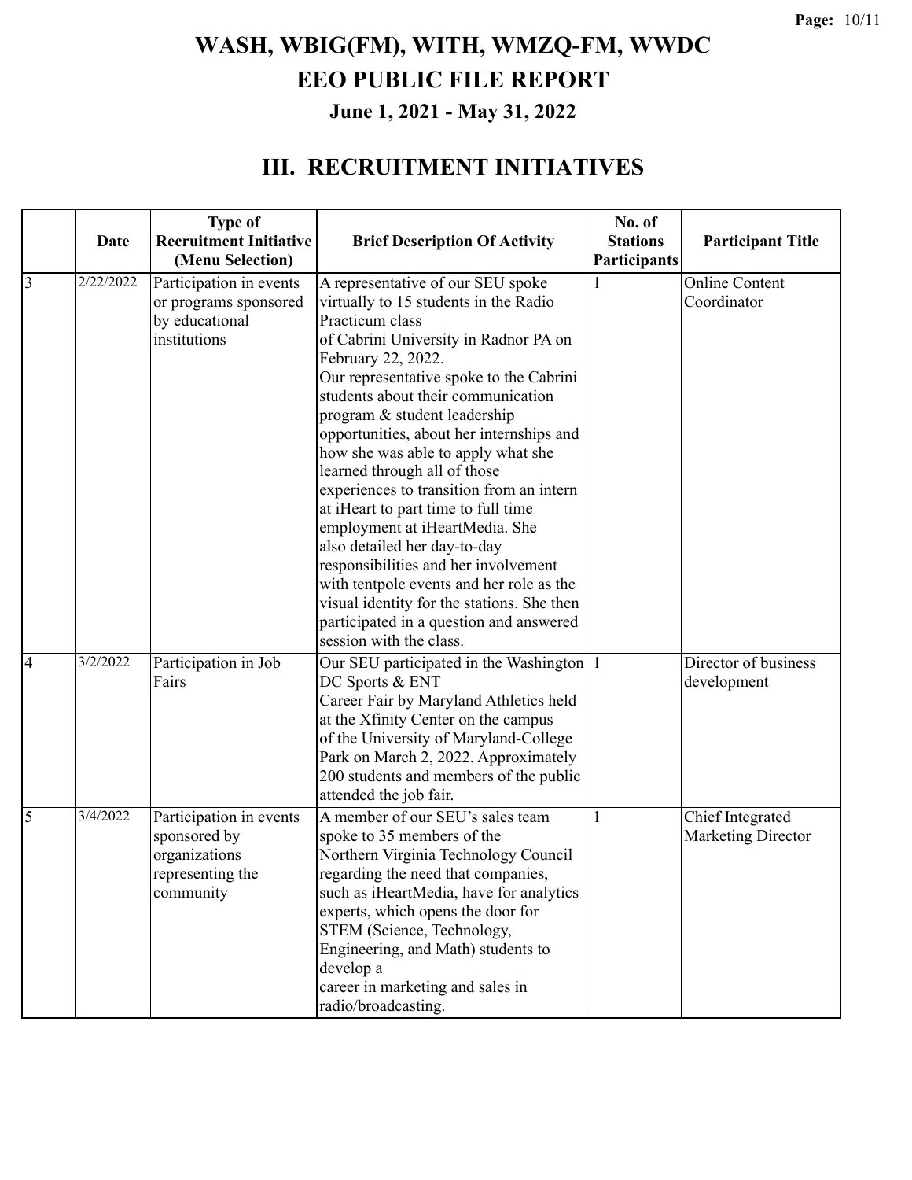# WASH, WBIG(FM), WITH, WMZQ-FM, WWDC
# EEO PUBLIC FILE REPORT
### June 1, 2021 - May 31, 2022

## III. RECRUITMENT INITIATIVES

| | Date | Type of Recruitment Initiative (Menu Selection) | Brief Description Of Activity | No. of Stations Participants | Participant Title |
|---|---|---|---|---|---|
| 3 | 2/22/2022 | Participation in events or programs sponsored by educational institutions | A representative of our SEU spoke virtually to 15 students in the Radio Practicum class of Cabrini University in Radnor PA on February 22, 2022. Our representative spoke to the Cabrini students about their communication program & student leadership opportunities, about her internships and how she was able to apply what she learned through all of those experiences to transition from an intern at iHeart to part time to full time employment at iHeartMedia. She also detailed her day-to-day responsibilities and her involvement with tentpole events and her role as the visual identity for the stations. She then participated in a question and answered session with the class. | 1 | Online Content Coordinator |
| 4 | 3/2/2022 | Participation in Job Fairs | Our SEU participated in the Washington DC Sports & ENT Career Fair by Maryland Athletics held at the Xfinity Center on the campus of the University of Maryland-College Park on March 2, 2022. Approximately 200 students and members of the public attended the job fair. | 1 | Director of business development |
| 5 | 3/4/2022 | Participation in events sponsored by organizations representing the community | A member of our SEU's sales team spoke to 35 members of the Northern Virginia Technology Council regarding the need that companies, such as iHeartMedia, have for analytics experts, which opens the door for STEM (Science, Technology, Engineering, and Math) students to develop a career in marketing and sales in radio/broadcasting. | 1 | Chief Integrated Marketing Director |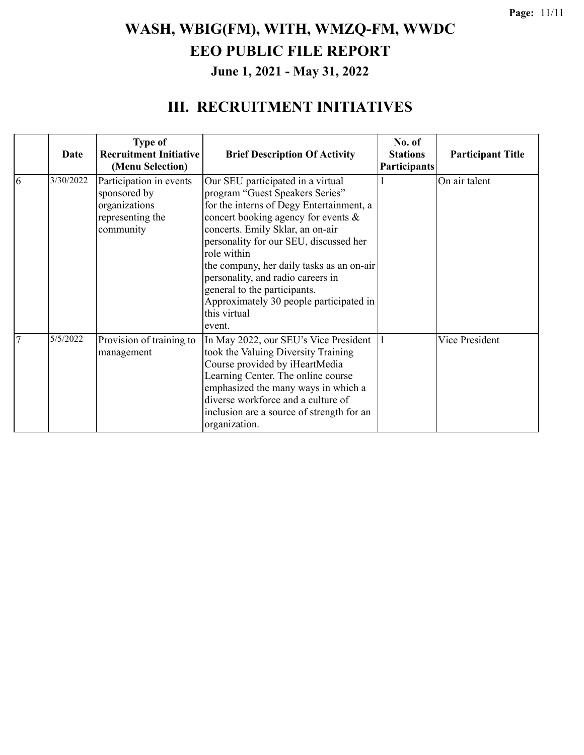# WASH, WBIG(FM), WITH, WMZQ-FM, WWDC
# EEO PUBLIC FILE REPORT
### June 1, 2021 - May 31, 2022

## III. RECRUITMENT INITIATIVES

| | Date | Type of Recruitment Initiative (Menu Selection) | Brief Description Of Activity | No. of Stations Participants | Participant Title |
|---|---|---|---|---|---|
| 6 | 3/30/2022 | Participation in events sponsored by organizations representing the community | Our SEU participated in a virtual program "Guest Speakers Series" for the interns of Degy Entertainment, a concert booking agency for events & concerts. Emily Sklar, an on-air personality for our SEU, discussed her role within the company, her daily tasks as an on-air personality, and radio careers in general to the participants. Approximately 30 people participated in this virtual event. | 1 | On air talent |
| 7 | 5/5/2022 | Provision of training to management | In May 2022, our SEU's Vice President took the Valuing Diversity Training Course provided by iHeartMedia Learning Center. The online course emphasized the many ways in which a diverse workforce and a culture of inclusion are a source of strength for an organization. | 1 | Vice President |